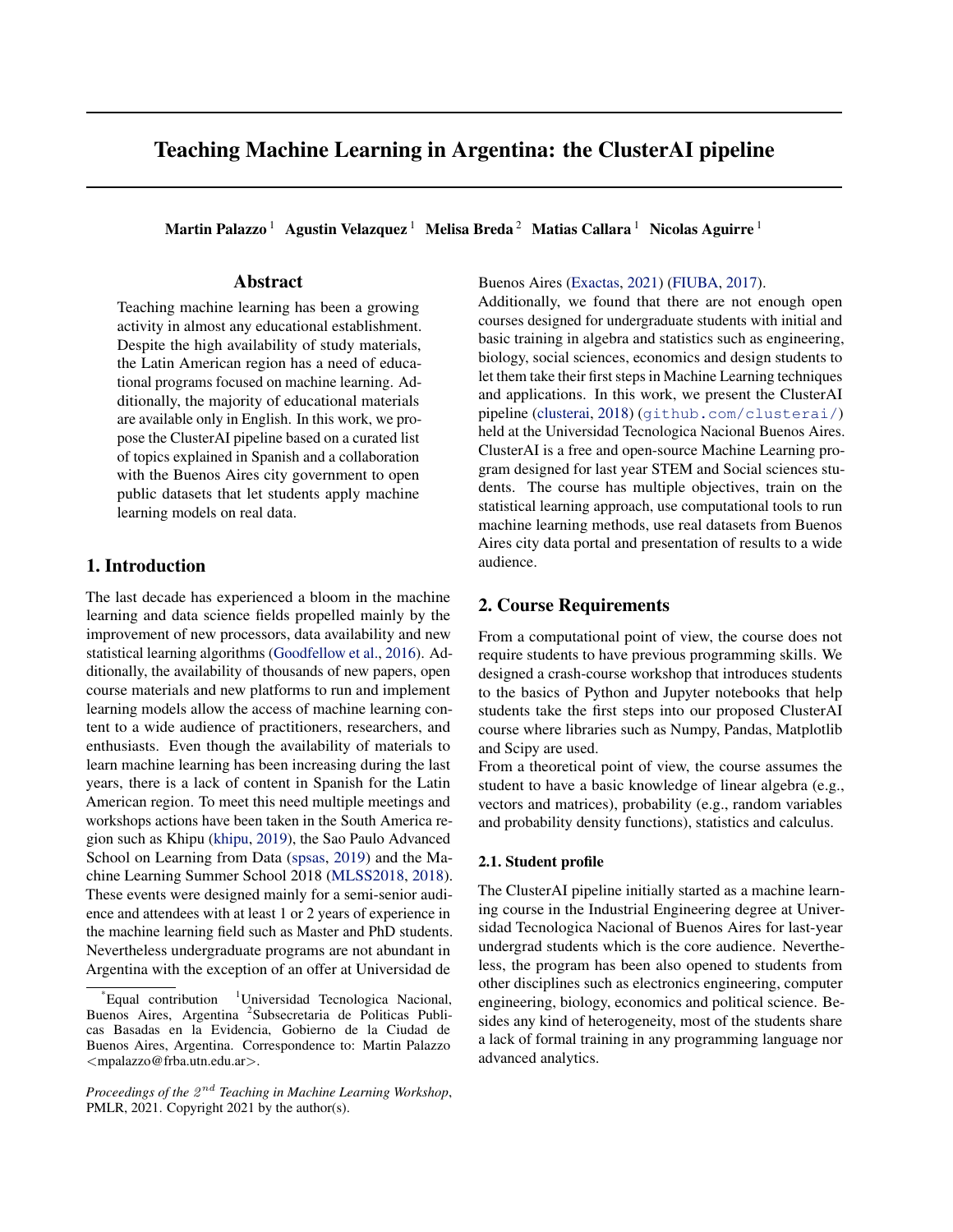# Teaching Machine Learning in Argentina: the ClusterAI pipeline

**Martin Palazzo** [1] **Agustin Velazquez** [1] **Melisa Breda** [2] **Matias Callara** [1] **Nicolas Aguirre** [1]

## Abstract

Teaching machine learning has been a growing activity in almost any educational establishment. Despite the high availability of study materials, the Latin American region has a need of educational programs focused on machine learning. Additionally, the majority of educational materials are available only in English. In this work, we propose the ClusterAI pipeline based on a curated list of topics explained in Spanish and a collaboration with the Buenos Aires city government to open public datasets that let students apply machine learning models on real data.

## 1. Introduction

The last decade has experienced a bloom in the machine learning and data science fields propelled mainly by the improvement of new processors, data availability and new statistical learning algorithms (Goodfellow et al., 2016). Additionally, the availability of thousands of new papers, open course materials and new platforms to run and implement learning models allow the access of machine learning content to a wide audience of practitioners, researchers, and enthusiasts. Even though the availability of materials to learn machine learning has been increasing during the last years, there is a lack of content in Spanish for the Latin American region. To meet this need multiple meetings and workshops actions have been taken in the South America region such as Khipu (khipu, 2019), the Sao Paulo Advanced School on Learning from Data (spsas, 2019) and the Machine Learning Summer School 2018 (MLSS2018, 2018). These events were designed mainly for a semi-senior audience and attendees with at least 1 or 2 years of experience in the machine learning field such as Master and PhD students. Nevertheless undergraduate programs are not abundant in Argentina with the exception of an offer at Universidad de Buenos Aires (Exactas, 2021) (FIUBA, 2017).

Additionally, we found that there are not enough open courses designed for undergraduate students with initial and basic training in algebra and statistics such as engineering, biology, social sciences, economics and design students to let them take their first steps in Machine Learning techniques and applications. In this work, we present the ClusterAI pipeline (clusterai, 2018) (github.com/clusterai/) held at the Universidad Tecnologica Nacional Buenos Aires. ClusterAI is a free and open-source Machine Learning program designed for last year STEM and Social sciences students. The course has multiple objectives, train on the statistical learning approach, use computational tools to run machine learning methods, use real datasets from Buenos Aires city data portal and presentation of results to a wide audience.

## 2. Course Requirements

From a computational point of view, the course does not require students to have previous programming skills. We designed a crash-course workshop that introduces students to the basics of Python and Jupyter notebooks that help students take the first steps into our proposed ClusterAI course where libraries such as Numpy, Pandas, Matplotlib and Scipy are used.

From a theoretical point of view, the course assumes the student to have a basic knowledge of linear algebra (e.g., vectors and matrices), probability (e.g., random variables and probability density functions), statistics and calculus.

### 2.1. Student profile

The ClusterAI pipeline initially started as a machine learning course in the Industrial Engineering degree at Universidad Tecnologica Nacional of Buenos Aires for last-year undergrad students which is the core audience. Nevertheless, the program has been also opened to students from other disciplines such as electronics engineering, computer engineering, biology, economics and political science. Besides any kind of heterogeneity, most of the students share a lack of formal training in any programming language nor advanced analytics.

---

*Equal contribution [1]Universidad Tecnologica Nacional, Buenos Aires, Argentina [2]Subsecretaria de Politicas Publicas Basadas en la Evidencia, Gobierno de la Ciudad de Buenos Aires, Argentina. Correspondence to: Martin Palazzo <mpalazzo@frba.utn.edu.ar>.

*Proceedings of the 2nd Teaching in Machine Learning Workshop*, PMLR, 2021. Copyright 2021 by the author(s).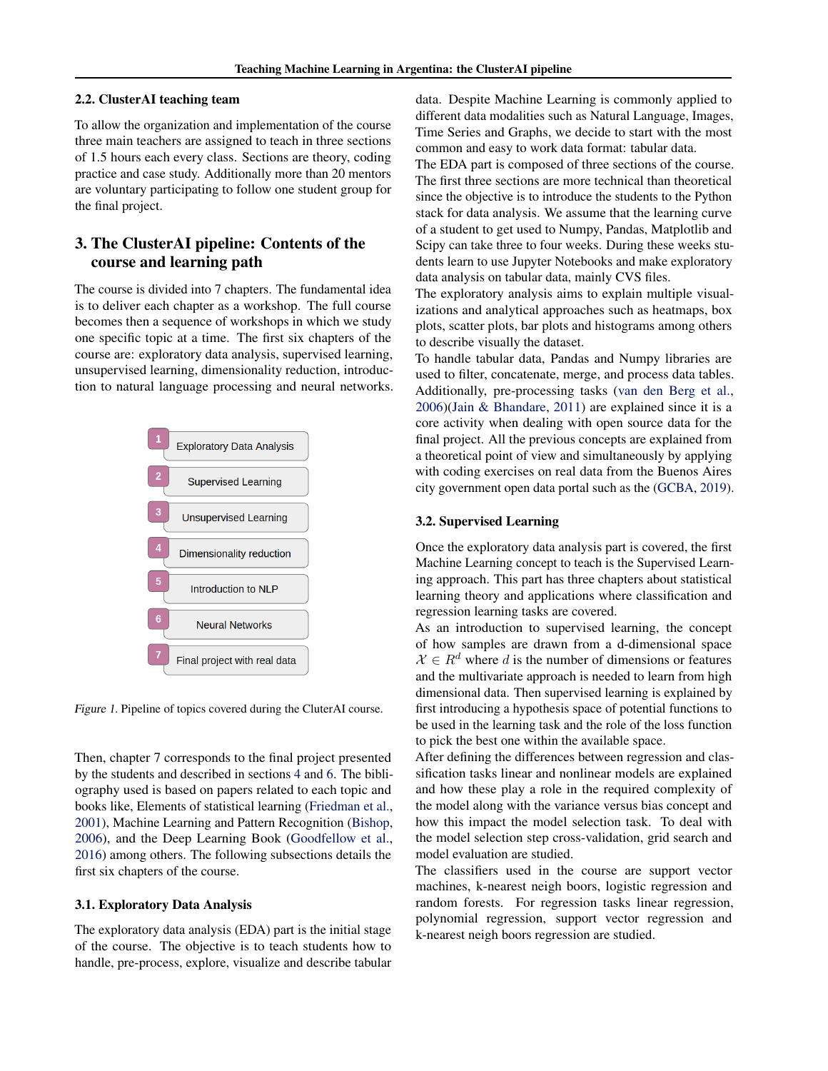### 2.2. ClusterAI teaching team

To allow the organization and implementation of the course three main teachers are assigned to teach in three sections of 1.5 hours each every class. Sections are theory, coding practice and case study. Additionally more than 20 mentors are voluntary participating to follow one student group for the final project.

## 3. The ClusterAI pipeline: Contents of the course and learning path

The course is divided into 7 chapters. The fundamental idea is to deliver each chapter as a workshop. The full course becomes then a sequence of workshops in which we study one specific topic at a time. The first six chapters of the course are: exploratory data analysis, supervised learning, unsupervised learning, dimensionality reduction, introduction to natural language processing and neural networks.

1. Exploratory Data Analysis
2. Supervised Learning
3. Unsupervised Learning
4. Dimensionality reduction
5. Introduction to NLP
6. Neural Networks
7. Final project with real data

*Figure 1.* Pipeline of topics covered during the CluterAI course.

Then, chapter 7 corresponds to the final project presented by the students and described in sections 4 and 6. The bibliography used is based on papers related to each topic and books like, Elements of statistical learning (Friedman et al., 2001), Machine Learning and Pattern Recognition (Bishop, 2006), and the Deep Learning Book (Goodfellow et al., 2016) among others. The following subsections details the first six chapters of the course.

### 3.1. Exploratory Data Analysis

The exploratory data analysis (EDA) part is the initial stage of the course. The objective is to teach students how to handle, pre-process, explore, visualize and describe tabular data. Despite Machine Learning is commonly applied to different data modalities such as Natural Language, Images, Time Series and Graphs, we decide to start with the most common and easy to work data format: tabular data.

The EDA part is composed of three sections of the course. The first three sections are more technical than theoretical since the objective is to introduce the students to the Python stack for data analysis. We assume that the learning curve of a student to get used to Numpy, Pandas, Matplotlib and Scipy can take three to four weeks. During these weeks students learn to use Jupyter Notebooks and make exploratory data analysis on tabular data, mainly CVS files.

The exploratory analysis aims to explain multiple visualizations and analytical approaches such as heatmaps, box plots, scatter plots, bar plots and histograms among others to describe visually the dataset.

To handle tabular data, Pandas and Numpy libraries are used to filter, concatenate, merge, and process data tables. Additionally, pre-processing tasks (van den Berg et al., 2006)(Jain & Bhandare, 2011) are explained since it is a core activity when dealing with open source data for the final project. All the previous concepts are explained from a theoretical point of view and simultaneously by applying with coding exercises on real data from the Buenos Aires city government open data portal such as the (GCBA, 2019).

### 3.2. Supervised Learning

Once the exploratory data analysis part is covered, the first Machine Learning concept to teach is the Supervised Learning approach. This part has three chapters about statistical learning theory and applications where classification and regression learning tasks are covered.

As an introduction to supervised learning, the concept of how samples are drawn from a d-dimensional space $\mathcal{X} \in R^d$ where $d$ is the number of dimensions or features and the multivariate approach is needed to learn from high dimensional data. Then supervised learning is explained by first introducing a hypothesis space of potential functions to be used in the learning task and the role of the loss function to pick the best one within the available space.

After defining the differences between regression and classification tasks linear and nonlinear models are explained and how these play a role in the required complexity of the model along with the variance versus bias concept and how this impact the model selection task. To deal with the model selection step cross-validation, grid search and model evaluation are studied.

The classifiers used in the course are support vector machines, k-nearest neigh boors, logistic regression and random forests. For regression tasks linear regression, polynomial regression, support vector regression and k-nearest neigh boors regression are studied.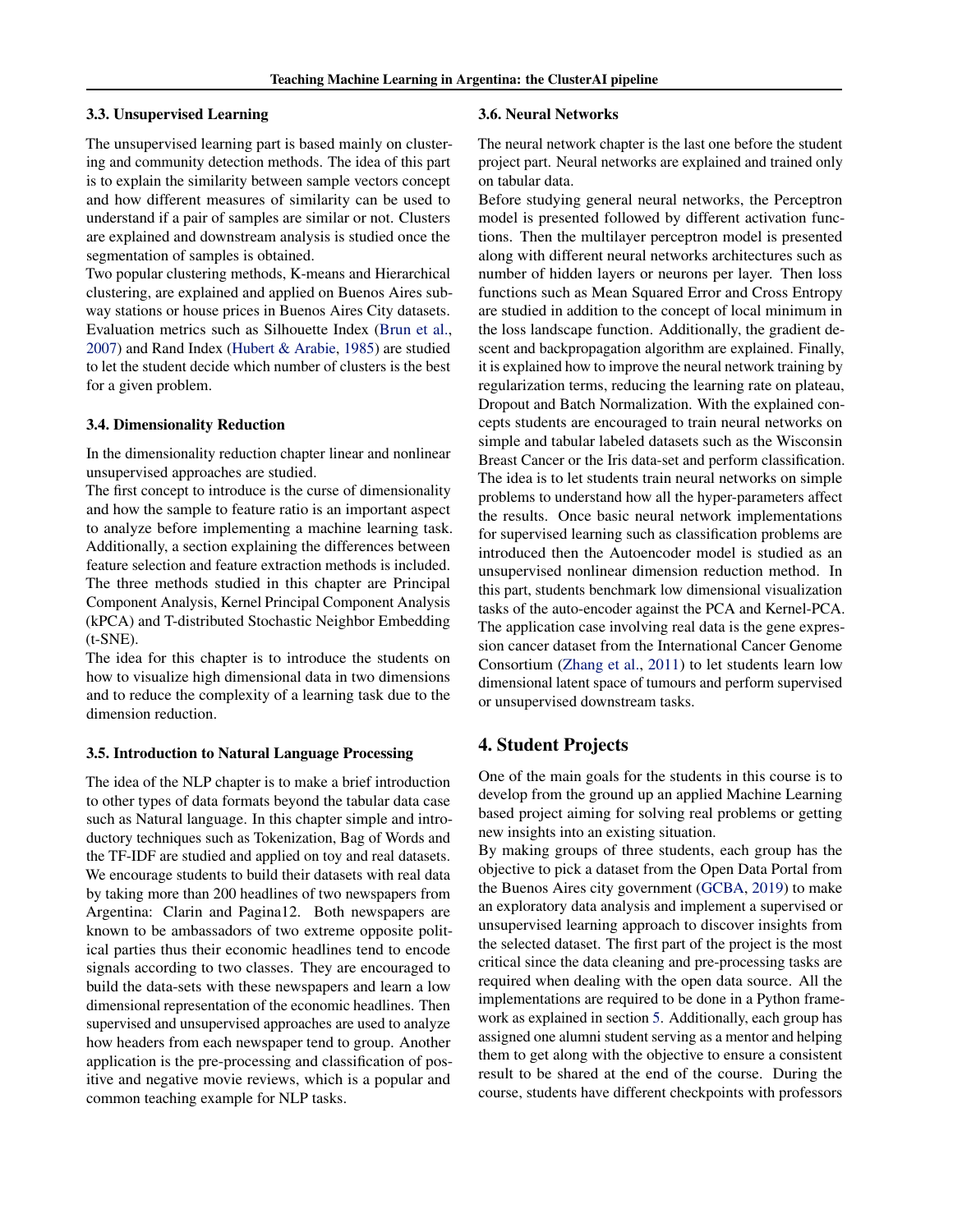### 3.3. Unsupervised Learning

The unsupervised learning part is based mainly on clustering and community detection methods. The idea of this part is to explain the similarity between sample vectors concept and how different measures of similarity can be used to understand if a pair of samples are similar or not. Clusters are explained and downstream analysis is studied once the segmentation of samples is obtained.

Two popular clustering methods, K-means and Hierarchical clustering, are explained and applied on Buenos Aires subway stations or house prices in Buenos Aires City datasets. Evaluation metrics such as Silhouette Index (Brun et al., 2007) and Rand Index (Hubert & Arabie, 1985) are studied to let the student decide which number of clusters is the best for a given problem.

### 3.4. Dimensionality Reduction

In the dimensionality reduction chapter linear and nonlinear unsupervised approaches are studied.

The first concept to introduce is the curse of dimensionality and how the sample to feature ratio is an important aspect to analyze before implementing a machine learning task. Additionally, a section explaining the differences between feature selection and feature extraction methods is included. The three methods studied in this chapter are Principal Component Analysis, Kernel Principal Component Analysis (kPCA) and T-distributed Stochastic Neighbor Embedding (t-SNE).

The idea for this chapter is to introduce the students on how to visualize high dimensional data in two dimensions and to reduce the complexity of a learning task due to the dimension reduction.

### 3.5. Introduction to Natural Language Processing

The idea of the NLP chapter is to make a brief introduction to other types of data formats beyond the tabular data case such as Natural language. In this chapter simple and introductory techniques such as Tokenization, Bag of Words and the TF-IDF are studied and applied on toy and real datasets. We encourage students to build their datasets with real data by taking more than 200 headlines of two newspapers from Argentina: Clarin and Pagina12. Both newspapers are known to be ambassadors of two extreme opposite political parties thus their economic headlines tend to encode signals according to two classes. They are encouraged to build the data-sets with these newspapers and learn a low dimensional representation of the economic headlines. Then supervised and unsupervised approaches are used to analyze how headers from each newspaper tend to group. Another application is the pre-processing and classification of positive and negative movie reviews, which is a popular and common teaching example for NLP tasks.

### 3.6. Neural Networks

The neural network chapter is the last one before the student project part. Neural networks are explained and trained only on tabular data.

Before studying general neural networks, the Perceptron model is presented followed by different activation functions. Then the multilayer perceptron model is presented along with different neural networks architectures such as number of hidden layers or neurons per layer. Then loss functions such as Mean Squared Error and Cross Entropy are studied in addition to the concept of local minimum in the loss landscape function. Additionally, the gradient descent and backpropagation algorithm are explained. Finally, it is explained how to improve the neural network training by regularization terms, reducing the learning rate on plateau, Dropout and Batch Normalization. With the explained concepts students are encouraged to train neural networks on simple and tabular labeled datasets such as the Wisconsin Breast Cancer or the Iris data-set and perform classification. The idea is to let students train neural networks on simple problems to understand how all the hyper-parameters affect the results. Once basic neural network implementations for supervised learning such as classification problems are introduced then the Autoencoder model is studied as an unsupervised nonlinear dimension reduction method. In this part, students benchmark low dimensional visualization tasks of the auto-encoder against the PCA and Kernel-PCA. The application case involving real data is the gene expression cancer dataset from the International Cancer Genome Consortium (Zhang et al., 2011) to let students learn low dimensional latent space of tumours and perform supervised or unsupervised downstream tasks.

## 4. Student Projects

One of the main goals for the students in this course is to develop from the ground up an applied Machine Learning based project aiming for solving real problems or getting new insights into an existing situation.

By making groups of three students, each group has the objective to pick a dataset from the Open Data Portal from the Buenos Aires city government (GCBA, 2019) to make an exploratory data analysis and implement a supervised or unsupervised learning approach to discover insights from the selected dataset. The first part of the project is the most critical since the data cleaning and pre-processing tasks are required when dealing with the open data source. All the implementations are required to be done in a Python framework as explained in section 5. Additionally, each group has assigned one alumni student serving as a mentor and helping them to get along with the objective to ensure a consistent result to be shared at the end of the course. During the course, students have different checkpoints with professors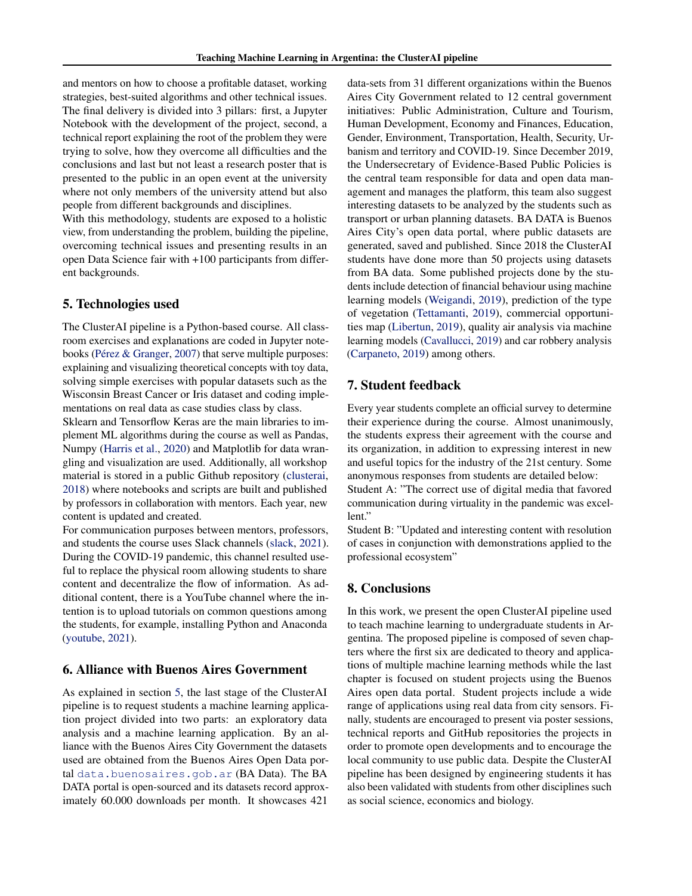and mentors on how to choose a profitable dataset, working strategies, best-suited algorithms and other technical issues. The final delivery is divided into 3 pillars: first, a Jupyter Notebook with the development of the project, second, a technical report explaining the root of the problem they were trying to solve, how they overcome all difficulties and the conclusions and last but not least a research poster that is presented to the public in an open event at the university where not only members of the university attend but also people from different backgrounds and disciplines.

With this methodology, students are exposed to a holistic view, from understanding the problem, building the pipeline, overcoming technical issues and presenting results in an open Data Science fair with +100 participants from different backgrounds.

## 5. Technologies used

The ClusterAI pipeline is a Python-based course. All classroom exercises and explanations are coded in Jupyter notebooks (Pérez & Granger, 2007) that serve multiple purposes: explaining and visualizing theoretical concepts with toy data, solving simple exercises with popular datasets such as the Wisconsin Breast Cancer or Iris dataset and coding implementations on real data as case studies class by class.

Sklearn and Tensorflow Keras are the main libraries to implement ML algorithms during the course as well as Pandas, Numpy (Harris et al., 2020) and Matplotlib for data wrangling and visualization are used. Additionally, all workshop material is stored in a public Github repository (clusterai, 2018) where notebooks and scripts are built and published by professors in collaboration with mentors. Each year, new content is updated and created.

For communication purposes between mentors, professors, and students the course uses Slack channels (slack, 2021). During the COVID-19 pandemic, this channel resulted useful to replace the physical room allowing students to share content and decentralize the flow of information. As additional content, there is a YouTube channel where the intention is to upload tutorials on common questions among the students, for example, installing Python and Anaconda (youtube, 2021).

## 6. Alliance with Buenos Aires Government

As explained in section 5, the last stage of the ClusterAI pipeline is to request students a machine learning application project divided into two parts: an exploratory data analysis and a machine learning application. By an alliance with the Buenos Aires City Government the datasets used are obtained from the Buenos Aires Open Data portal `data.buenosaires.gob.ar` (BA Data). The BA DATA portal is open-sourced and its datasets record approximately 60.000 downloads per month. It showcases 421 data-sets from 31 different organizations within the Buenos Aires City Government related to 12 central government initiatives: Public Administration, Culture and Tourism, Human Development, Economy and Finances, Education, Gender, Environment, Transportation, Health, Security, Urbanism and territory and COVID-19. Since December 2019, the Undersecretary of Evidence-Based Public Policies is the central team responsible for data and open data management and manages the platform, this team also suggest interesting datasets to be analyzed by the students such as transport or urban planning datasets. BA DATA is Buenos Aires City's open data portal, where public datasets are generated, saved and published. Since 2018 the ClusterAI students have done more than 50 projects using datasets from BA data. Some published projects done by the students include detection of financial behaviour using machine learning models (Weigandi, 2019), prediction of the type of vegetation (Tettamanti, 2019), commercial opportunities map (Libertun, 2019), quality air analysis via machine learning models (Cavallucci, 2019) and car robbery analysis (Carpaneto, 2019) among others.

## 7. Student feedback

Every year students complete an official survey to determine their experience during the course. Almost unanimously, the students express their agreement with the course and its organization, in addition to expressing interest in new and useful topics for the industry of the 21st century. Some anonymous responses from students are detailed below:

Student A: "The correct use of digital media that favored communication during virtuality in the pandemic was excellent."

Student B: "Updated and interesting content with resolution of cases in conjunction with demonstrations applied to the professional ecosystem"

## 8. Conclusions

In this work, we present the open ClusterAI pipeline used to teach machine learning to undergraduate students in Argentina. The proposed pipeline is composed of seven chapters where the first six are dedicated to theory and applications of multiple machine learning methods while the last chapter is focused on student projects using the Buenos Aires open data portal. Student projects include a wide range of applications using real data from city sensors. Finally, students are encouraged to present via poster sessions, technical reports and GitHub repositories the projects in order to promote open developments and to encourage the local community to use public data. Despite the ClusterAI pipeline has been designed by engineering students it has also been validated with students from other disciplines such as social science, economics and biology.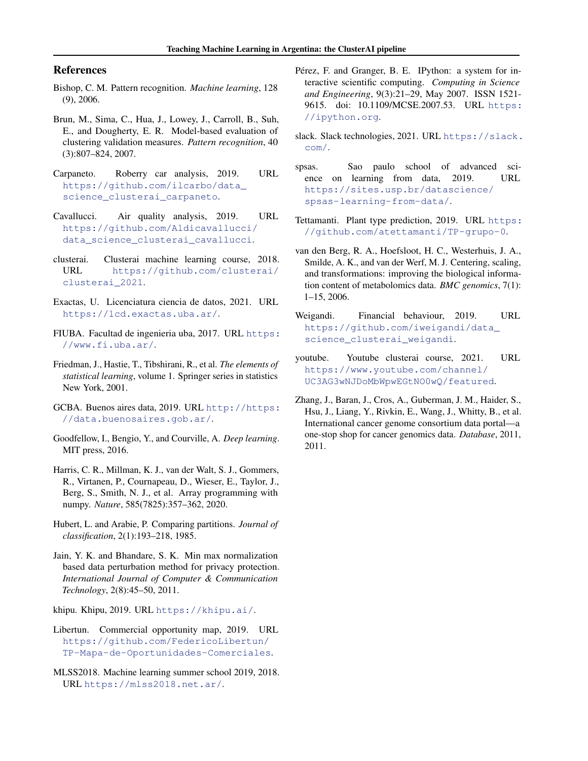## References

Bishop, C. M. Pattern recognition. *Machine learning*, 128 (9), 2006.

Brun, M., Sima, C., Hua, J., Lowey, J., Carroll, B., Suh, E., and Dougherty, E. R. Model-based evaluation of clustering validation measures. *Pattern recognition*, 40 (3):807–824, 2007.

Carpaneto. Roberry car analysis, 2019. URL https://github.com/ilcarbo/data_science_clusterai_carpaneto.

Cavallucci. Air quality analysis, 2019. URL https://github.com/Aldicavallucci/data_science_clusterai_cavallucci.

clusterai. Clusterai machine learning course, 2018. URL https://github.com/clusterai/clusterai_2021.

Exactas, U. Licenciatura ciencia de datos, 2021. URL https://lcd.exactas.uba.ar/.

FIUBA. Facultad de ingenieria uba, 2017. URL https://www.fi.uba.ar/.

Friedman, J., Hastie, T., Tibshirani, R., et al. *The elements of statistical learning*, volume 1. Springer series in statistics New York, 2001.

GCBA. Buenos aires data, 2019. URL http://https://data.buenosaires.gob.ar/.

Goodfellow, I., Bengio, Y., and Courville, A. *Deep learning*. MIT press, 2016.

Harris, C. R., Millman, K. J., van der Walt, S. J., Gommers, R., Virtanen, P., Cournapeau, D., Wieser, E., Taylor, J., Berg, S., Smith, N. J., et al. Array programming with numpy. *Nature*, 585(7825):357–362, 2020.

Hubert, L. and Arabie, P. Comparing partitions. *Journal of classification*, 2(1):193–218, 1985.

Jain, Y. K. and Bhandare, S. K. Min max normalization based data perturbation method for privacy protection. *International Journal of Computer & Communication Technology*, 2(8):45–50, 2011.

khipu. Khipu, 2019. URL https://khipu.ai/.

Libertun. Commercial opportunity map, 2019. URL https://github.com/FedericoLibertun/TP-Mapa-de-Oportunidades-Comerciales.

MLSS2018. Machine learning summer school 2019, 2018. URL https://mlss2018.net.ar/.

Pérez, F. and Granger, B. E. IPython: a system for interactive scientific computing. *Computing in Science and Engineering*, 9(3):21–29, May 2007. ISSN 1521-9615. doi: 10.1109/MCSE.2007.53. URL https://ipython.org.

slack. Slack technologies, 2021. URL https://slack.com/.

spsas. Sao paulo school of advanced science on learning from data, 2019. URL https://sites.usp.br/datascience/spsas-learning-from-data/.

Tettamanti. Plant type prediction, 2019. URL https://github.com/atettamanti/TP-grupo-0.

van den Berg, R. A., Hoefsloot, H. C., Westerhuis, J. A., Smilde, A. K., and van der Werf, M. J. Centering, scaling, and transformations: improving the biological information content of metabolomics data. *BMC genomics*, 7(1): 1–15, 2006.

Weigandi. Financial behaviour, 2019. URL https://github.com/iweigandi/data_science_clusterai_weigandi.

youtube. Youtube clusterai course, 2021. URL https://www.youtube.com/channel/UC3AG3wNJDoMbWpwEGtNO0wQ/featured.

Zhang, J., Baran, J., Cros, A., Guberman, J. M., Haider, S., Hsu, J., Liang, Y., Rivkin, E., Wang, J., Whitty, B., et al. International cancer genome consortium data portal—a one-stop shop for cancer genomics data. *Database*, 2011, 2011.